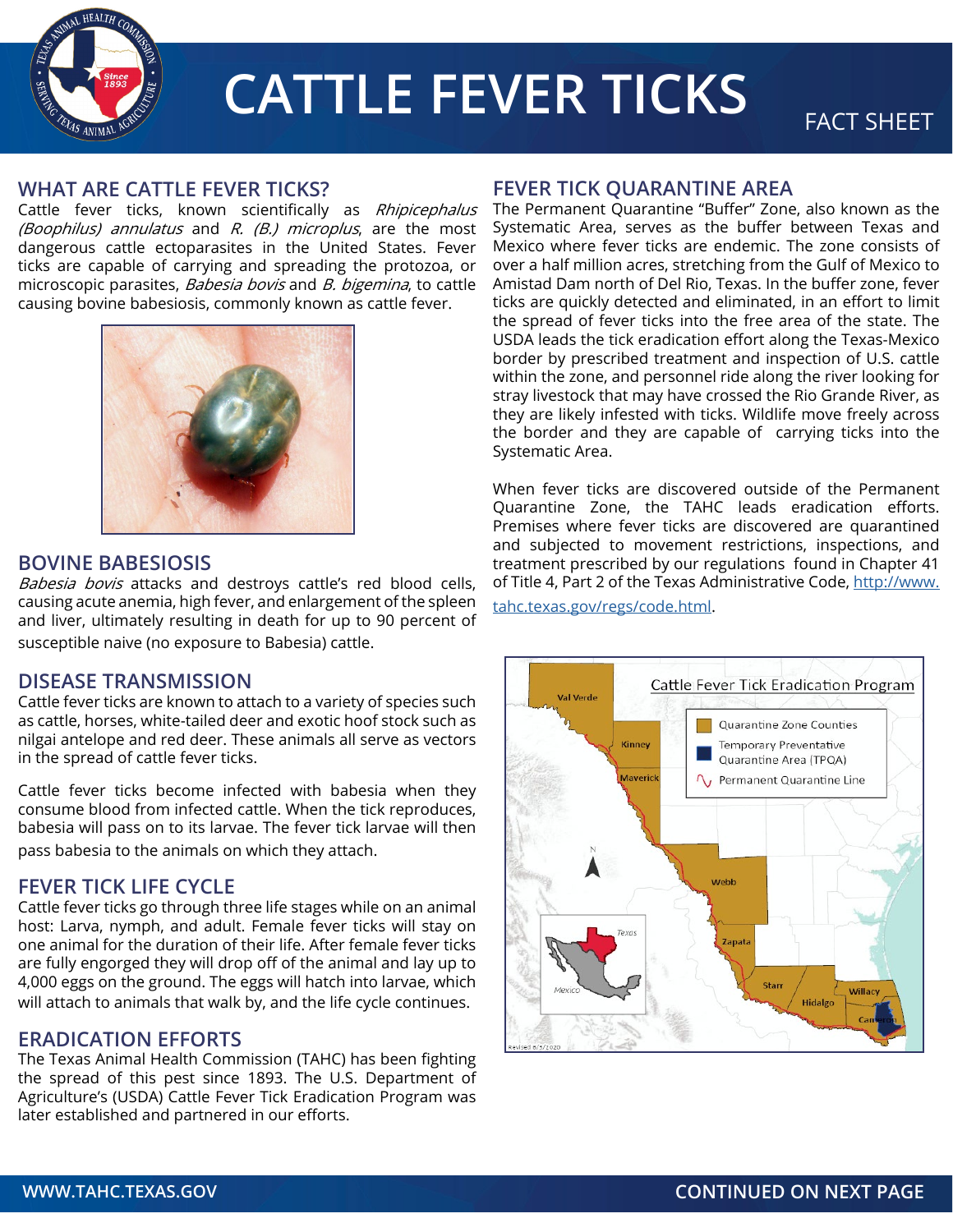# CATTLE FEVER TICKS

FACT SHEET

## WHAT ARE CATTLE FEVER TICKS?

Cattle fever ticks, known scientifically as *Rhipicephalus (Boophilus) annulatus* and *R. (B.) microplus*, are the most dangerous cattle ectoparasites in the United States. Fever ticks are capable of carrying and spreading the protozoa, or microscopic parasites, *Babesia bovis* and *B. bigemina*, to cattle causing bovine babesiosis, commonly known as cattle fever.

## BOVINE BABESIOSIS

*Babesia bovis* attacks and destroys cattle's red blood cells, causing acute anemia, high fever, and enlargement of the spleen and liver, ultimately resulting in death for up to 90 percent of susceptible naive (no exposure to Babesia) cattle.

## DISEASE TRANSMISSION

Cattle fever ticks are known to attach to a variety of species such as cattle, horses, white-tailed deer and exotic hoof stock such as nilgai antelope and red deer. These animals all serve as vectors in the spread of cattle fever ticks.

Cattle fever ticks become infected with babesia when they consume blood from infected cattle. When the tick reproduces, babesia will pass on to its larvae. The fever tick larvae will then pass babesia to the animals on which they attach.

## FEVER TICK LIFE CYCLE

Cattle fever ticks go through three life stages while on an animal host: Larva, nymph, and adult. Female fever ticks will stay on one animal for the duration of their life. After female fever ticks are fully engorged they will drop off of the animal and lay up to 4,000 eggs on the ground. The eggs will hatch into larvae, which will attach to animals that walk by, and the life cycle continues.

## ERADICATION EFFORTS

The Texas Animal Health Commission (TAHC) has been fighting the spread of this pest since 1893. The U.S. Department of Agriculture's (USDA) Cattle Fever Tick Eradication Program was later established and partnered in our efforts.

## FEVER TICK QUARANTINE AREA

The Permanent Quarantine "Buffer" Zone, also known as the Systematic Area, serves as the buffer between Texas and Mexico where fever ticks are endemic. The zone consists of over a half million acres, stretching from the Gulf of Mexico to Amistad Dam north of Del Rio, Texas. In the buffer zone, fever ticks are quickly detected and eliminated, in an effort to limit the spread of fever ticks into the free area of the state. The USDA leads the tick eradication effort along the Texas-Mexico border by prescribed treatment and inspection of U.S. cattle within the zone, and personnel ride along the river looking for stray livestock that may have crossed the Rio Grande River, as they are likely infested with ticks. Wildlife move freely across the border and they are capable of carrying ticks into the Systematic Area.

When fever ticks are discovered outside of the Permanent Quarantine Zone, the TAHC leads eradication efforts. Premises where fever ticks are discovered are quarantined and subjected to movement restrictions, inspections, and treatment prescribed by our regulations found in Chapter 41 of Title 4, Part 2 of the Texas Administrative Code, http://www.tahc.texas.gov/regs/code.html.

Cattle Fever Tick Eradication Program

Quarantine Zone Counties

Temporary Preventative Quarantine Area (TPQA)

Permanent Quarantine Line

Val Verde
Kinney
Maverick
Webb
Zapata
Starr
Hidalgo
Willacy
Cameron

Texas
Mexico

Revised 8/5/2020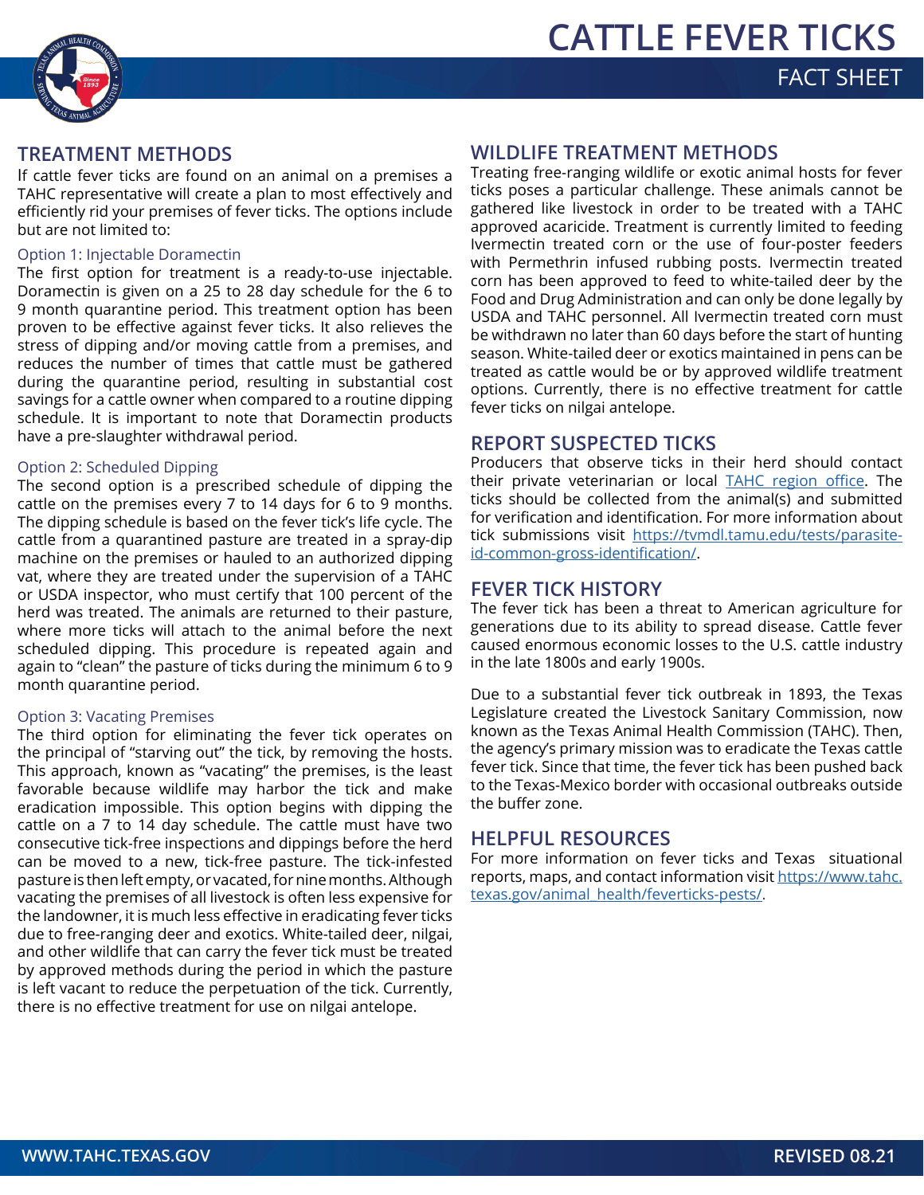# CATTLE FEVER TICKS

FACT SHEET

## TREATMENT METHODS

If cattle fever ticks are found on an animal on a premises a TAHC representative will create a plan to most effectively and efficiently rid your premises of fever ticks. The options include but are not limited to:

### Option 1: Injectable Doramectin

The first option for treatment is a ready-to-use injectable. Doramectin is given on a 25 to 28 day schedule for the 6 to 9 month quarantine period. This treatment option has been proven to be effective against fever ticks. It also relieves the stress of dipping and/or moving cattle from a premises, and reduces the number of times that cattle must be gathered during the quarantine period, resulting in substantial cost savings for a cattle owner when compared to a routine dipping schedule. It is important to note that Doramectin products have a pre-slaughter withdrawal period.

### Option 2: Scheduled Dipping

The second option is a prescribed schedule of dipping the cattle on the premises every 7 to 14 days for 6 to 9 months. The dipping schedule is based on the fever tick's life cycle. The cattle from a quarantined pasture are treated in a spray-dip machine on the premises or hauled to an authorized dipping vat, where they are treated under the supervision of a TAHC or USDA inspector, who must certify that 100 percent of the herd was treated. The animals are returned to their pasture, where more ticks will attach to the animal before the next scheduled dipping. This procedure is repeated again and again to "clean" the pasture of ticks during the minimum 6 to 9 month quarantine period.

### Option 3: Vacating Premises

The third option for eliminating the fever tick operates on the principal of "starving out" the tick, by removing the hosts. This approach, known as "vacating" the premises, is the least favorable because wildlife may harbor the tick and make eradication impossible. This option begins with dipping the cattle on a 7 to 14 day schedule. The cattle must have two consecutive tick-free inspections and dippings before the herd can be moved to a new, tick-free pasture. The tick-infested pasture is then left empty, or vacated, for nine months. Although vacating the premises of all livestock is often less expensive for the landowner, it is much less effective in eradicating fever ticks due to free-ranging deer and exotics. White-tailed deer, nilgai, and other wildlife that can carry the fever tick must be treated by approved methods during the period in which the pasture is left vacant to reduce the perpetuation of the tick. Currently, there is no effective treatment for use on nilgai antelope.

## WILDLIFE TREATMENT METHODS

Treating free-ranging wildlife or exotic animal hosts for fever ticks poses a particular challenge. These animals cannot be gathered like livestock in order to be treated with a TAHC approved acaricide. Treatment is currently limited to feeding Ivermectin treated corn or the use of four-poster feeders with Permethrin infused rubbing posts. Ivermectin treated corn has been approved to feed to white-tailed deer by the Food and Drug Administration and can only be done legally by USDA and TAHC personnel. All Ivermectin treated corn must be withdrawn no later than 60 days before the start of hunting season. White-tailed deer or exotics maintained in pens can be treated as cattle would be or by approved wildlife treatment options. Currently, there is no effective treatment for cattle fever ticks on nilgai antelope.

## REPORT SUSPECTED TICKS

Producers that observe ticks in their herd should contact their private veterinarian or local TAHC region office. The ticks should be collected from the animal(s) and submitted for verification and identification. For more information about tick submissions visit https://tvmdl.tamu.edu/tests/parasite-id-common-gross-identification/.

## FEVER TICK HISTORY

The fever tick has been a threat to American agriculture for generations due to its ability to spread disease. Cattle fever caused enormous economic losses to the U.S. cattle industry in the late 1800s and early 1900s.

Due to a substantial fever tick outbreak in 1893, the Texas Legislature created the Livestock Sanitary Commission, now known as the Texas Animal Health Commission (TAHC). Then, the agency's primary mission was to eradicate the Texas cattle fever tick. Since that time, the fever tick has been pushed back to the Texas-Mexico border with occasional outbreaks outside the buffer zone.

## HELPFUL RESOURCES

For more information on fever ticks and Texas situational reports, maps, and contact information visit https://www.tahc.texas.gov/animal_health/feverticks-pests/.